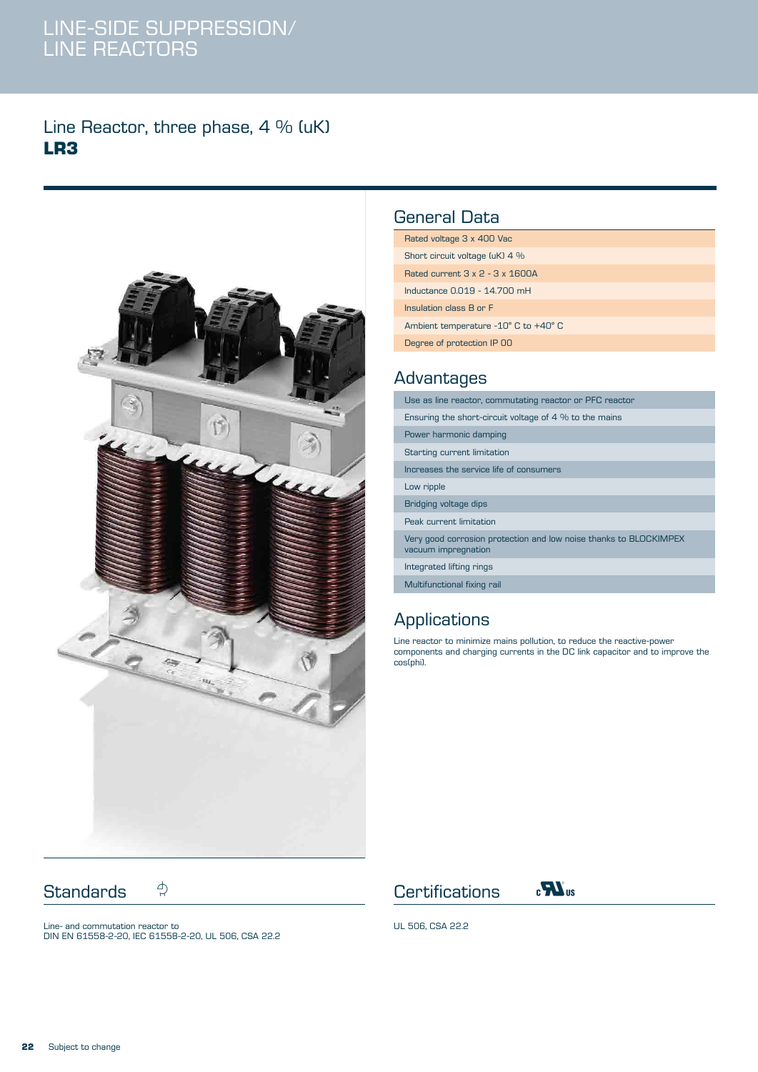// LINE-SIDE SUPPRESSION/
LINE REACTORS

# Line Reactor, three phase, 4 % (uK)
**LR3**

## General Data

| |
|---|
| Rated voltage 3 x 400 Vac |
| Short circuit voltage (uK) 4 % |
| Rated current 3 x 2 - 3 x 1600A |
| Inductance 0.019 - 14.700 mH |
| Insulation class B or F |
| Ambient temperature -10° C to +40° C |
| Degree of protection IP 00 |

## Advantages

| |
|---|
| Use as line reactor, commutating reactor or PFC reactor |
| Ensuring the short-circuit voltage of 4 % to the mains |
| Power harmonic damping |
| Starting current limitation |
| Increases the service life of consumers |
| Low ripple |
| Bridging voltage dips |
| Peak current limitation |
| Very good corrosion protection and low noise thanks to BLOCKIMPEX vacuum impregnation |
| Integrated lifting rings |
| Multifunctional fixing rail |

## Applications

Line reactor to minimize mains pollution, to reduce the reactive-power components and charging currents in the DC link capacitor and to improve the cos(phi).

## Standards

Line- and commutation reactor to
DIN EN 61558-2-20, IEC 61558-2-20, UL 506, CSA 22.2

## Certifications

UL 506, CSA 22.2

Subject to change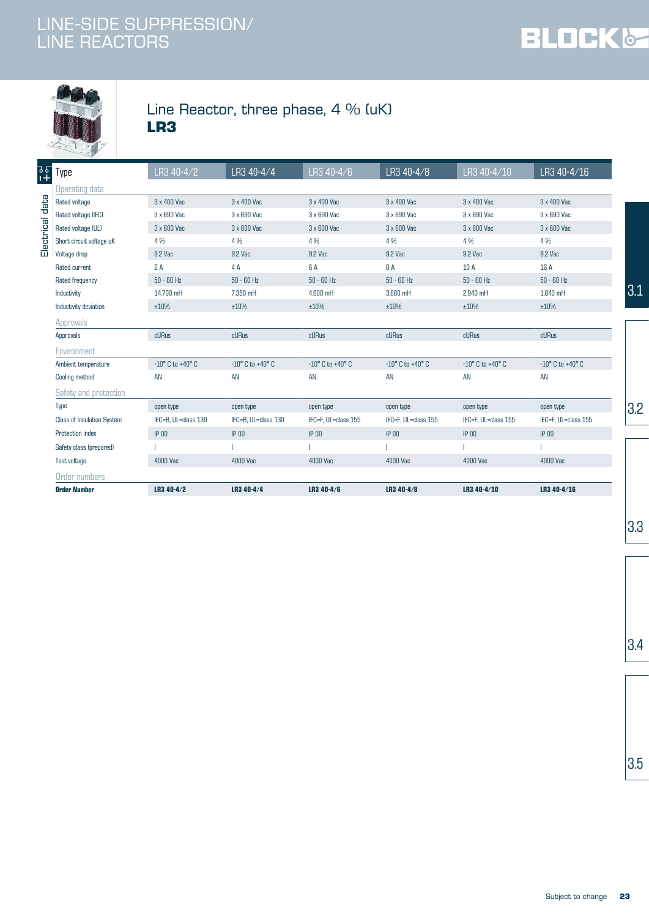# LINE-SIDE SUPPRESSION/ LINE REACTORS

## Line Reactor, three phase, 4 % (uK)

## LR3

| Type | LR3 40-4/2 | LR3 40-4/4 | LR3 40-4/6 | LR3 40-4/8 | LR3 40-4/10 | LR3 40-4/16 |
|---|---|---|---|---|---|---|
| **Operating data** | | | | | | |
| Rated voltage | 3 x 400 Vac | 3 x 400 Vac | 3 x 400 Vac | 3 x 400 Vac | 3 x 400 Vac | 3 x 400 Vac |
| Rated voltage (IEC) | 3 x 690 Vac | 3 x 690 Vac | 3 x 690 Vac | 3 x 690 Vac | 3 x 690 Vac | 3 x 690 Vac |
| Rated voltage (UL) | 3 x 600 Vac | 3 x 600 Vac | 3 x 600 Vac | 3 x 600 Vac | 3 x 600 Vac | 3 x 600 Vac |
| Short circuit voltage uK | 4 % | 4 % | 4 % | 4 % | 4 % | 4 % |
| Voltage drop | 9.2 Vac | 9.2 Vac | 9.2 Vac | 9.2 Vac | 9.2 Vac | 9.2 Vac |
| Rated current | 2 A | 4 A | 6 A | 8 A | 10 A | 16 A |
| Rated frequency | 50 - 60 Hz | 50 - 60 Hz | 50 - 60 Hz | 50 - 60 Hz | 50 - 60 Hz | 50 - 60 Hz |
| Inductivity | 14.700 mH | 7.350 mH | 4.900 mH | 3.680 mH | 2.940 mH | 1.840 mH |
| Inductivity deviation | ±10% | ±10% | ±10% | ±10% | ±10% | ±10% |
| **Approvals** | | | | | | |
| Approvals | cURus | cURus | cURus | cURus | cURus | cURus |
| **Environment** | | | | | | |
| Ambient temperature | -10° C to +40° C | -10° C to +40° C | -10° C to +40° C | -10° C to +40° C | -10° C to +40° C | -10° C to +40° C |
| Cooling method | AN | AN | AN | AN | AN | AN |
| **Safety and protection** | | | | | | |
| Type | open type | open type | open type | open type | open type | open type |
| Class of Insulation System | IEC=B, UL=class 130 | IEC=B, UL=class 130 | IEC=F, UL=class 155 | IEC=F, UL=class 155 | IEC=F, UL=class 155 | IEC=F, UL=class 155 |
| Protection index | IP 00 | IP 00 | IP 00 | IP 00 | IP 00 | IP 00 |
| Safety class (prepared) | I | I | I | I | I | I |
| Test voltage | 4000 Vac | 4000 Vac | 4000 Vac | 4000 Vac | 4000 Vac | 4000 Vac |
| **Order numbers** | | | | | | |
| **Order Number** | **LR3 40-4/2** | **LR3 40-4/4** | **LR3 40-4/6** | **LR3 40-4/8** | **LR3 40-4/10** | **LR3 40-4/16** |

Subject to change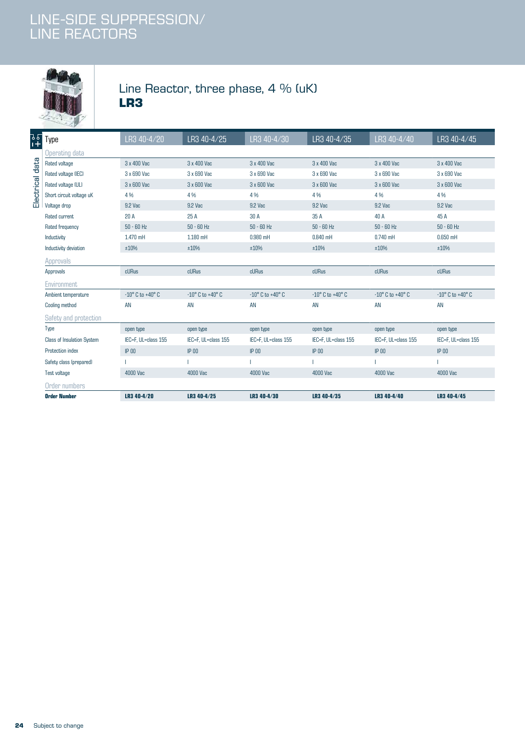# LINE-SIDE SUPPRESSION/ LINE REACTORS

## Line Reactor, three phase, 4 % (uK)

## LR3

| Type | LR3 40-4/20 | LR3 40-4/25 | LR3 40-4/30 | LR3 40-4/35 | LR3 40-4/40 | LR3 40-4/45 |
|---|---|---|---|---|---|---|
| **Operating data** | | | | | | |
| Rated voltage | 3 x 400 Vac | 3 x 400 Vac | 3 x 400 Vac | 3 x 400 Vac | 3 x 400 Vac | 3 x 400 Vac |
| Rated voltage (IEC) | 3 x 690 Vac | 3 x 690 Vac | 3 x 690 Vac | 3 x 690 Vac | 3 x 690 Vac | 3 x 690 Vac |
| Rated voltage (UL) | 3 x 600 Vac | 3 x 600 Vac | 3 x 600 Vac | 3 x 600 Vac | 3 x 600 Vac | 3 x 600 Vac |
| Short circuit voltage uK | 4 % | 4 % | 4 % | 4 % | 4 % | 4 % |
| Voltage drop | 9.2 Vac | 9.2 Vac | 9.2 Vac | 9.2 Vac | 9.2 Vac | 9.2 Vac |
| Rated current | 20 A | 25 A | 30 A | 35 A | 40 A | 45 A |
| Rated frequency | 50 - 60 Hz | 50 - 60 Hz | 50 - 60 Hz | 50 - 60 Hz | 50 - 60 Hz | 50 - 60 Hz |
| Inductivity | 1.470 mH | 1.180 mH | 0.980 mH | 0.840 mH | 0.740 mH | 0.650 mH |
| Inductivity deviation | ±10% | ±10% | ±10% | ±10% | ±10% | ±10% |
| **Approvals** | | | | | | |
| Approvals | cURus | cURus | cURus | cURus | cURus | cURus |
| **Environment** | | | | | | |
| Ambient temperature | -10° C to +40° C | -10° C to +40° C | -10° C to +40° C | -10° C to +40° C | -10° C to +40° C | -10° C to +40° C |
| Cooling method | AN | AN | AN | AN | AN | AN |
| **Safety and protection** | | | | | | |
| Type | open type | open type | open type | open type | open type | open type |
| Class of Insulation System | IEC=F, UL=class 155 | IEC=F, UL=class 155 | IEC=F, UL=class 155 | IEC=F, UL=class 155 | IEC=F, UL=class 155 | IEC=F, UL=class 155 |
| Protection index | IP 00 | IP 00 | IP 00 | IP 00 | IP 00 | IP 00 |
| Safety class (prepared) | I | I | I | I | I | I |
| Test voltage | 4000 Vac | 4000 Vac | 4000 Vac | 4000 Vac | 4000 Vac | 4000 Vac |
| **Order numbers** | | | | | | |
| **Order Number** | **LR3 40-4/20** | **LR3 40-4/25** | **LR3 40-4/30** | **LR3 40-4/35** | **LR3 40-4/40** | **LR3 40-4/45** |

Subject to change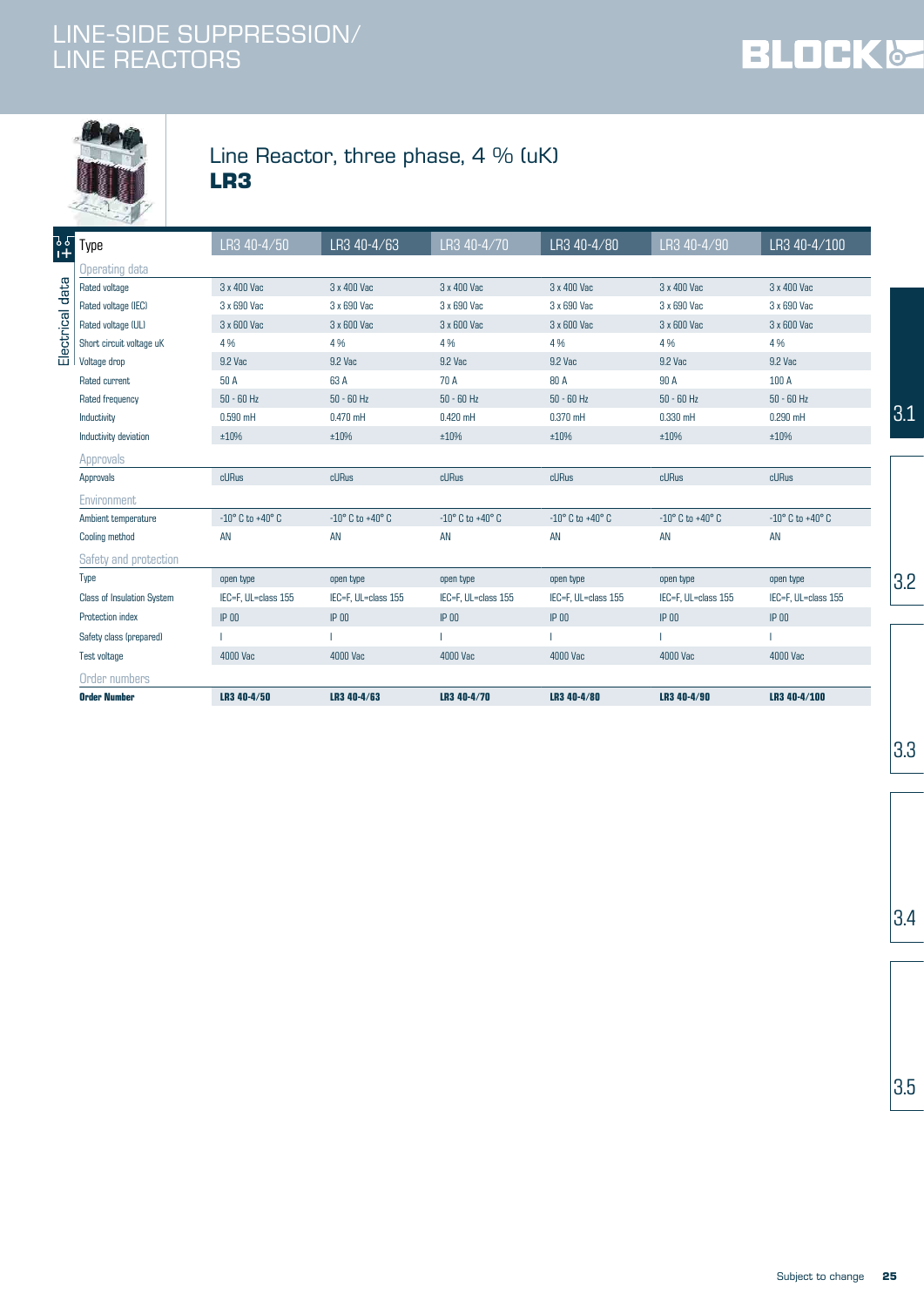# LINE-SIDE SUPPRESSION/ LINE REACTORS

## Line Reactor, three phase, 4 % (uK)

**LR3**

| Type | LR3 40-4/50 | LR3 40-4/63 | LR3 40-4/70 | LR3 40-4/80 | LR3 40-4/90 | LR3 40-4/100 |
|---|---|---|---|---|---|---|
| **Operating data** | | | | | | |
| Rated voltage | 3 x 400 Vac | 3 x 400 Vac | 3 x 400 Vac | 3 x 400 Vac | 3 x 400 Vac | 3 x 400 Vac |
| Rated voltage (IEC) | 3 x 690 Vac | 3 x 690 Vac | 3 x 690 Vac | 3 x 690 Vac | 3 x 690 Vac | 3 x 690 Vac |
| Rated voltage (UL) | 3 x 600 Vac | 3 x 600 Vac | 3 x 600 Vac | 3 x 600 Vac | 3 x 600 Vac | 3 x 600 Vac |
| Short circuit voltage uK | 4 % | 4 % | 4 % | 4 % | 4 % | 4 % |
| Voltage drop | 9.2 Vac | 9.2 Vac | 9.2 Vac | 9.2 Vac | 9.2 Vac | 9.2 Vac |
| Rated current | 50 A | 63 A | 70 A | 80 A | 90 A | 100 A |
| Rated frequency | 50 - 60 Hz | 50 - 60 Hz | 50 - 60 Hz | 50 - 60 Hz | 50 - 60 Hz | 50 - 60 Hz |
| Inductivity | 0.590 mH | 0.470 mH | 0.420 mH | 0.370 mH | 0.330 mH | 0.290 mH |
| Inductivity deviation | ±10% | ±10% | ±10% | ±10% | ±10% | ±10% |
| **Approvals** | | | | | | |
| Approvals | cURus | cURus | cURus | cURus | cURus | cURus |
| **Environment** | | | | | | |
| Ambient temperature | -10° C to +40° C | -10° C to +40° C | -10° C to +40° C | -10° C to +40° C | -10° C to +40° C | -10° C to +40° C |
| Cooling method | AN | AN | AN | AN | AN | AN |
| **Safety and protection** | | | | | | |
| Type | open type | open type | open type | open type | open type | open type |
| Class of Insulation System | IEC=F, UL=class 155 | IEC=F, UL=class 155 | IEC=F, UL=class 155 | IEC=F, UL=class 155 | IEC=F, UL=class 155 | IEC=F, UL=class 155 |
| Protection index | IP 00 | IP 00 | IP 00 | IP 00 | IP 00 | IP 00 |
| Safety class (prepared) | I | I | I | I | I | I |
| Test voltage | 4000 Vac | 4000 Vac | 4000 Vac | 4000 Vac | 4000 Vac | 4000 Vac |
| **Order numbers** | | | | | | |
| **Order Number** | **LR3 40-4/50** | **LR3 40-4/63** | **LR3 40-4/70** | **LR3 40-4/80** | **LR3 40-4/90** | **LR3 40-4/100** |

Subject to change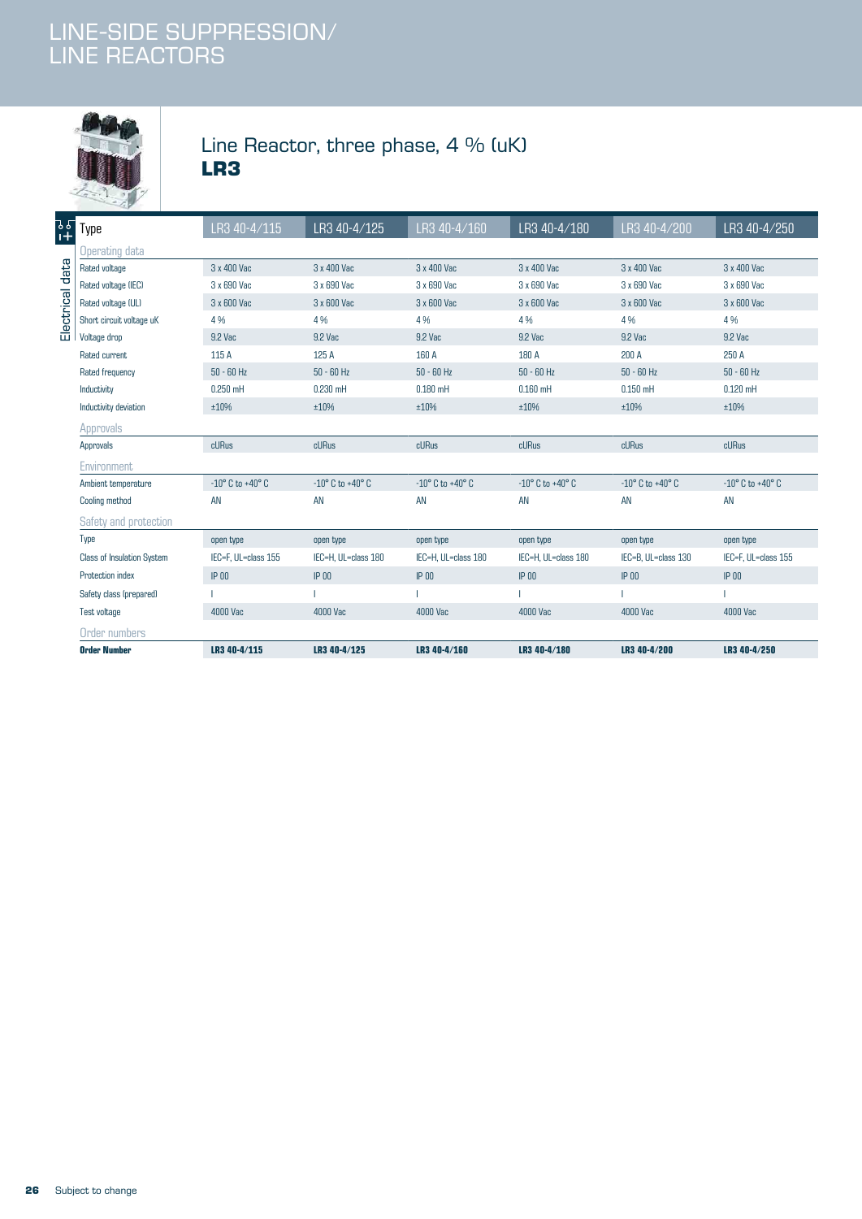# LINE-SIDE SUPPRESSION/ LINE REACTORS

## Line Reactor, three phase, 4 % (uK)

## LR3

| Type | LR3 40-4/115 | LR3 40-4/125 | LR3 40-4/160 | LR3 40-4/180 | LR3 40-4/200 | LR3 40-4/250 |
|---|---|---|---|---|---|---|
| **Operating data** | | | | | | |
| Rated voltage | 3 x 400 Vac | 3 x 400 Vac | 3 x 400 Vac | 3 x 400 Vac | 3 x 400 Vac | 3 x 400 Vac |
| Rated voltage (IEC) | 3 x 690 Vac | 3 x 690 Vac | 3 x 690 Vac | 3 x 690 Vac | 3 x 690 Vac | 3 x 690 Vac |
| Rated voltage (UL) | 3 x 600 Vac | 3 x 600 Vac | 3 x 600 Vac | 3 x 600 Vac | 3 x 600 Vac | 3 x 600 Vac |
| Short circuit voltage uK | 4 % | 4 % | 4 % | 4 % | 4 % | 4 % |
| Voltage drop | 9.2 Vac | 9.2 Vac | 9.2 Vac | 9.2 Vac | 9.2 Vac | 9.2 Vac |
| Rated current | 115 A | 125 A | 160 A | 180 A | 200 A | 250 A |
| Rated frequency | 50 - 60 Hz | 50 - 60 Hz | 50 - 60 Hz | 50 - 60 Hz | 50 - 60 Hz | 50 - 60 Hz |
| Inductivity | 0.250 mH | 0.230 mH | 0.180 mH | 0.160 mH | 0.150 mH | 0.120 mH |
| Inductivity deviation | ±10% | ±10% | ±10% | ±10% | ±10% | ±10% |
| **Approvals** | | | | | | |
| Approvals | cURus | cURus | cURus | cURus | cURus | cURus |
| **Environment** | | | | | | |
| Ambient temperature | -10° C to +40° C | -10° C to +40° C | -10° C to +40° C | -10° C to +40° C | -10° C to +40° C | -10° C to +40° C |
| Cooling method | AN | AN | AN | AN | AN | AN |
| **Safety and protection** | | | | | | |
| Type | open type | open type | open type | open type | open type | open type |
| Class of Insulation System | IEC=F, UL=class 155 | IEC=H, UL=class 180 | IEC=H, UL=class 180 | IEC=H, UL=class 180 | IEC=B, UL=class 130 | IEC=F, UL=class 155 |
| Protection index | IP 00 | IP 00 | IP 00 | IP 00 | IP 00 | IP 00 |
| Safety class (prepared) | I | I | I | I | I | I |
| Test voltage | 4000 Vac | 4000 Vac | 4000 Vac | 4000 Vac | 4000 Vac | 4000 Vac |
| **Order numbers** | | | | | | |
| **Order Number** | **LR3 40-4/115** | **LR3 40-4/125** | **LR3 40-4/160** | **LR3 40-4/180** | **LR3 40-4/200** | **LR3 40-4/250** |

Subject to change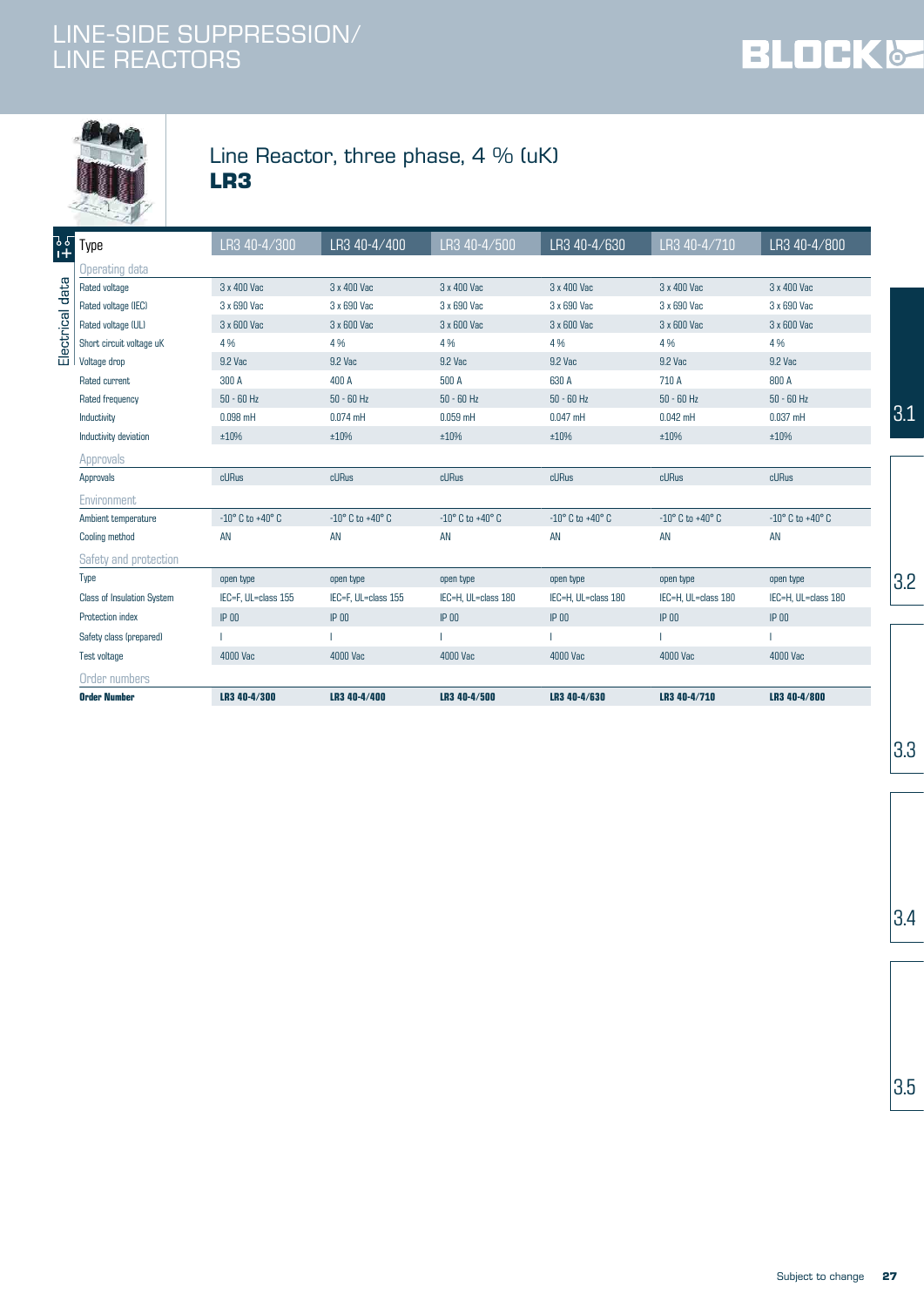# LINE-SIDE SUPPRESSION/ LINE REACTORS

## Line Reactor, three phase, 4 % (uK)

## LR3

| Type | LR3 40-4/300 | LR3 40-4/400 | LR3 40-4/500 | LR3 40-4/630 | LR3 40-4/710 | LR3 40-4/800 |
|---|---|---|---|---|---|---|
| **Operating data** | | | | | | |
| Rated voltage | 3 x 400 Vac | 3 x 400 Vac | 3 x 400 Vac | 3 x 400 Vac | 3 x 400 Vac | 3 x 400 Vac |
| Rated voltage (IEC) | 3 x 690 Vac | 3 x 690 Vac | 3 x 690 Vac | 3 x 690 Vac | 3 x 690 Vac | 3 x 690 Vac |
| Rated voltage (UL) | 3 x 600 Vac | 3 x 600 Vac | 3 x 600 Vac | 3 x 600 Vac | 3 x 600 Vac | 3 x 600 Vac |
| Short circuit voltage uK | 4 % | 4 % | 4 % | 4 % | 4 % | 4 % |
| Voltage drop | 9.2 Vac | 9.2 Vac | 9.2 Vac | 9.2 Vac | 9.2 Vac | 9.2 Vac |
| Rated current | 300 A | 400 A | 500 A | 630 A | 710 A | 800 A |
| Rated frequency | 50 - 60 Hz | 50 - 60 Hz | 50 - 60 Hz | 50 - 60 Hz | 50 - 60 Hz | 50 - 60 Hz |
| Inductivity | 0.098 mH | 0.074 mH | 0.059 mH | 0.047 mH | 0.042 mH | 0.037 mH |
| Inductivity deviation | ±10% | ±10% | ±10% | ±10% | ±10% | ±10% |
| **Approvals** | | | | | | |
| Approvals | cURus | cURus | cURus | cURus | cURus | cURus |
| **Environment** | | | | | | |
| Ambient temperature | -10° C to +40° C | -10° C to +40° C | -10° C to +40° C | -10° C to +40° C | -10° C to +40° C | -10° C to +40° C |
| Cooling method | AN | AN | AN | AN | AN | AN |
| **Safety and protection** | | | | | | |
| Type | open type | open type | open type | open type | open type | open type |
| Class of Insulation System | IEC=F, UL=class 155 | IEC=F, UL=class 155 | IEC=H, UL=class 180 | IEC=H, UL=class 180 | IEC=H, UL=class 180 | IEC=H, UL=class 180 |
| Protection index | IP 00 | IP 00 | IP 00 | IP 00 | IP 00 | IP 00 |
| Safety class (prepared) | I | I | I | I | I | I |
| Test voltage | 4000 Vac | 4000 Vac | 4000 Vac | 4000 Vac | 4000 Vac | 4000 Vac |
| **Order numbers** | | | | | | |
| **Order Number** | **LR3 40-4/300** | **LR3 40-4/400** | **LR3 40-4/500** | **LR3 40-4/630** | **LR3 40-4/710** | **LR3 40-4/800** |

Subject to change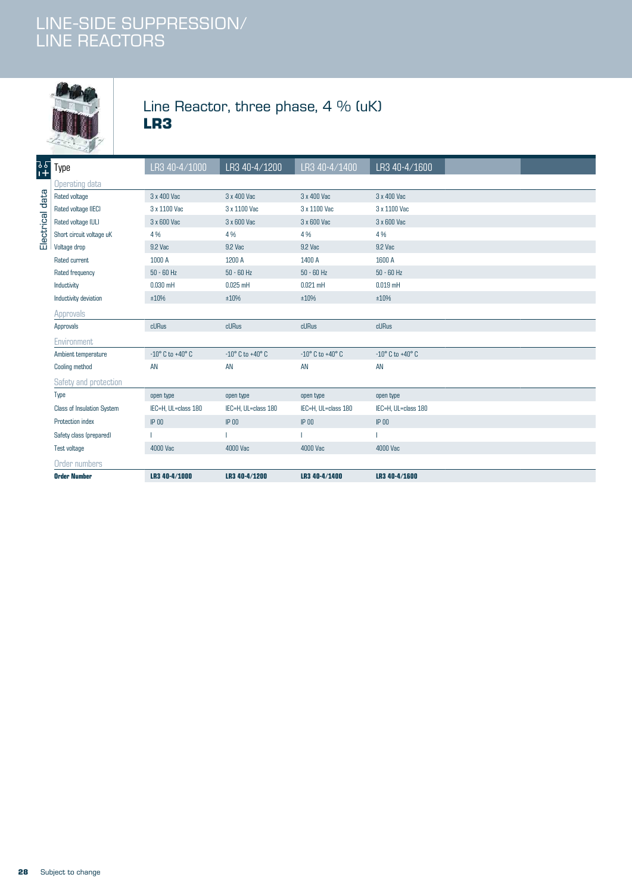# LINE-SIDE SUPPRESSION/ LINE REACTORS

## Line Reactor, three phase, 4 % (uK)

## LR3

| Type | LR3 40-4/1000 | LR3 40-4/1200 | LR3 40-4/1400 | LR3 40-4/1600 |
|---|---|---|---|---|
| **Operating data** | | | | |
| Rated voltage | 3 x 400 Vac | 3 x 400 Vac | 3 x 400 Vac | 3 x 400 Vac |
| Rated voltage (IEC) | 3 x 1100 Vac | 3 x 1100 Vac | 3 x 1100 Vac | 3 x 1100 Vac |
| Rated voltage (UL) | 3 x 600 Vac | 3 x 600 Vac | 3 x 600 Vac | 3 x 600 Vac |
| Short circuit voltage uK | 4 % | 4 % | 4 % | 4 % |
| Voltage drop | 9.2 Vac | 9.2 Vac | 9.2 Vac | 9.2 Vac |
| Rated current | 1000 A | 1200 A | 1400 A | 1600 A |
| Rated frequency | 50 - 60 Hz | 50 - 60 Hz | 50 - 60 Hz | 50 - 60 Hz |
| Inductivity | 0.030 mH | 0.025 mH | 0.021 mH | 0.019 mH |
| Inductivity deviation | ±10% | ±10% | ±10% | ±10% |
| **Approvals** | | | | |
| Approvals | cURus | cURus | cURus | cURus |
| **Environment** | | | | |
| Ambient temperature | -10° C to +40° C | -10° C to +40° C | -10° C to +40° C | -10° C to +40° C |
| Cooling method | AN | AN | AN | AN |
| **Safety and protection** | | | | |
| Type | open type | open type | open type | open type |
| Class of Insulation System | IEC=H, UL=class 180 | IEC=H, UL=class 180 | IEC=H, UL=class 180 | IEC=H, UL=class 180 |
| Protection index | IP 00 | IP 00 | IP 00 | IP 00 |
| Safety class (prepared) | I | I | I | I |
| Test voltage | 4000 Vac | 4000 Vac | 4000 Vac | 4000 Vac |
| **Order numbers** | | | | |
| **Order Number** | **LR3 40-4/1000** | **LR3 40-4/1200** | **LR3 40-4/1400** | **LR3 40-4/1600** |

Subject to change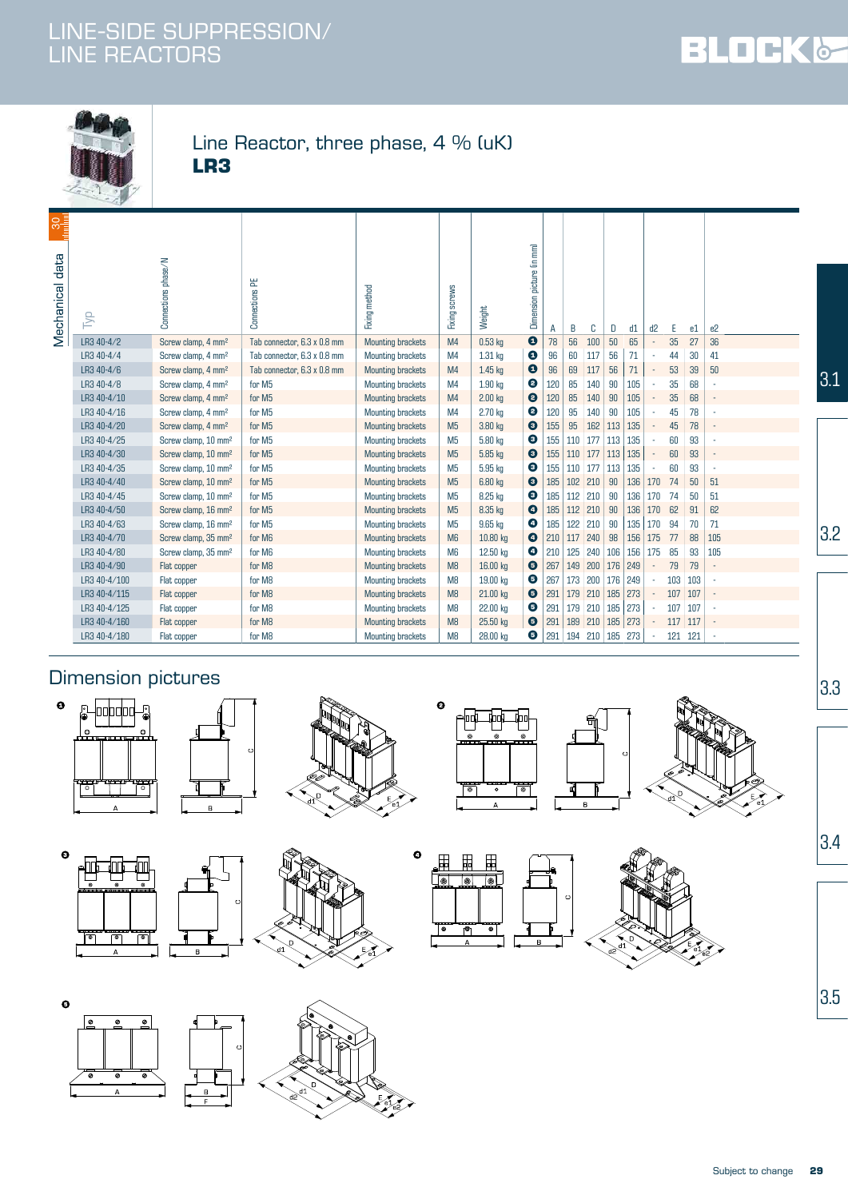# LINE-SIDE SUPPRESSION/ LINE REACTORS

## Line Reactor, three phase, 4 % (uK)

**LR3**

Mechanical data

| Typ | Connections phase/N | Connections PE | Fixing method | Fixing screws | Weight | Dimension picture (in mm) | A | B | C | D | d1 | d2 | E | e1 | e2 |
|---|---|---|---|---|---|---|---|---|---|---|---|---|---|---|---|
| LR3 40-4/2 | Screw clamp, 4 mm² | Tab connector, 6.3 x 0.8 mm | Mounting brackets | M4 | 0.53 kg | 1 | 78 | 56 | 100 | 50 | 65 | - | 35 | 27 | 36 |
| LR3 40-4/4 | Screw clamp, 4 mm² | Tab connector, 6.3 x 0.8 mm | Mounting brackets | M4 | 1.31 kg | 1 | 96 | 60 | 117 | 56 | 71 | - | 44 | 30 | 41 |
| LR3 40-4/6 | Screw clamp, 4 mm² | Tab connector, 6.3 x 0.8 mm | Mounting brackets | M4 | 1.45 kg | 1 | 96 | 69 | 117 | 56 | 71 | - | 53 | 39 | 50 |
| LR3 40-4/8 | Screw clamp, 4 mm² | for M5 | Mounting brackets | M4 | 1.90 kg | 2 | 120 | 85 | 140 | 90 | 105 | - | 35 | 68 | - |
| LR3 40-4/10 | Screw clamp, 4 mm² | for M5 | Mounting brackets | M4 | 2.00 kg | 2 | 120 | 85 | 140 | 90 | 105 | - | 35 | 68 | - |
| LR3 40-4/16 | Screw clamp, 4 mm² | for M5 | Mounting brackets | M4 | 2.70 kg | 2 | 120 | 95 | 140 | 90 | 105 | - | 45 | 78 | - |
| LR3 40-4/20 | Screw clamp, 4 mm² | for M5 | Mounting brackets | M5 | 3.80 kg | 3 | 155 | 95 | 162 | 113 | 135 | - | 45 | 78 | - |
| LR3 40-4/25 | Screw clamp, 10 mm² | for M5 | Mounting brackets | M5 | 5.80 kg | 3 | 155 | 110 | 177 | 113 | 135 | - | 60 | 93 | - |
| LR3 40-4/30 | Screw clamp, 10 mm² | for M5 | Mounting brackets | M5 | 5.85 kg | 3 | 155 | 110 | 177 | 113 | 135 | - | 60 | 93 | - |
| LR3 40-4/35 | Screw clamp, 10 mm² | for M5 | Mounting brackets | M5 | 5.95 kg | 3 | 155 | 110 | 177 | 113 | 135 | - | 60 | 93 | - |
| LR3 40-4/40 | Screw clamp, 10 mm² | for M5 | Mounting brackets | M5 | 6.80 kg | 3 | 185 | 102 | 210 | 90 | 136 | 170 | 74 | 50 | 51 |
| LR3 40-4/45 | Screw clamp, 10 mm² | for M5 | Mounting brackets | M5 | 8.25 kg | 3 | 185 | 112 | 210 | 90 | 136 | 170 | 74 | 50 | 51 |
| LR3 40-4/50 | Screw clamp, 16 mm² | for M5 | Mounting brackets | M5 | 8.35 kg | 4 | 185 | 112 | 210 | 90 | 136 | 170 | 62 | 91 | 62 |
| LR3 40-4/63 | Screw clamp, 16 mm² | for M5 | Mounting brackets | M5 | 9.65 kg | 4 | 185 | 122 | 210 | 90 | 135 | 170 | 94 | 70 | 71 |
| LR3 40-4/70 | Screw clamp, 35 mm² | for M6 | Mounting brackets | M6 | 10.80 kg | 4 | 210 | 117 | 240 | 98 | 156 | 175 | 77 | 88 | 105 |
| LR3 40-4/80 | Screw clamp, 35 mm² | for M6 | Mounting brackets | M6 | 12.50 kg | 4 | 210 | 125 | 240 | 106 | 156 | 175 | 85 | 93 | 105 |
| LR3 40-4/90 | Flat copper | for M8 | Mounting brackets | M8 | 16.00 kg | 5 | 267 | 149 | 200 | 176 | 249 | - | 79 | 79 | - |
| LR3 40-4/100 | Flat copper | for M8 | Mounting brackets | M8 | 19.00 kg | 5 | 267 | 173 | 200 | 176 | 249 | - | 103 | 103 | - |
| LR3 40-4/115 | Flat copper | for M8 | Mounting brackets | M8 | 21.00 kg | 5 | 291 | 179 | 210 | 185 | 273 | - | 107 | 107 | - |
| LR3 40-4/125 | Flat copper | for M8 | Mounting brackets | M8 | 22.00 kg | 5 | 291 | 179 | 210 | 185 | 273 | - | 107 | 107 | - |
| LR3 40-4/160 | Flat copper | for M8 | Mounting brackets | M8 | 25.50 kg | 5 | 291 | 189 | 210 | 185 | 273 | - | 117 | 117 | - |
| LR3 40-4/180 | Flat copper | for M8 | Mounting brackets | M8 | 28.00 kg | 5 | 291 | 194 | 210 | 185 | 273 | - | 121 | 121 | - |

## Dimension pictures

Subject to change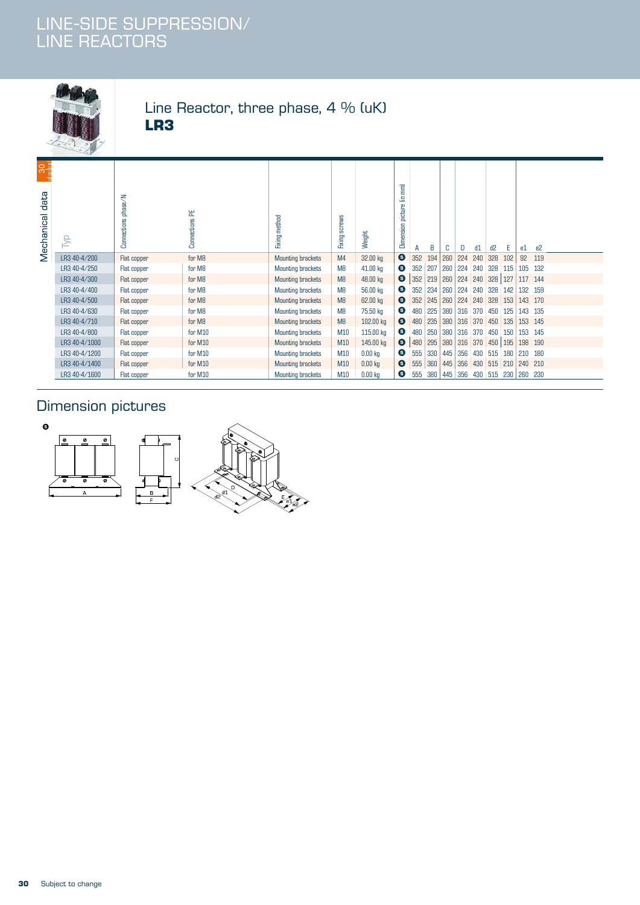# LINE-SIDE SUPPRESSION/ LINE REACTORS

## Line Reactor, three phase, 4 % (uK)

**LR3**

Mechanical data

| Typ | Connections phase/N | Connections PE | Fixing method | Fixing screws | Weight | Dimension picture (in mm) | A | B | C | D | d1 | d2 | E | e1 | e2 |
|---|---|---|---|---|---|---|---|---|---|---|---|---|---|---|---|
| LR3 40-4/200 | Flat copper | for M8 | Mounting brackets | M4 | 32.00 kg | 5 | 352 | 194 | 260 | 224 | 240 | 328 | 102 | 92 | 119 |
| LR3 40-4/250 | Flat copper | for M8 | Mounting brackets | M8 | 41.00 kg | 5 | 352 | 207 | 260 | 224 | 240 | 328 | 115 | 105 | 132 |
| LR3 40-4/300 | Flat copper | for M8 | Mounting brackets | M8 | 48.00 kg | 5 | 352 | 219 | 260 | 224 | 240 | 328 | 127 | 117 | 144 |
| LR3 40-4/400 | Flat copper | for M8 | Mounting brackets | M8 | 56.00 kg | 5 | 352 | 234 | 260 | 224 | 240 | 328 | 142 | 132 | 159 |
| LR3 40-4/500 | Flat copper | for M8 | Mounting brackets | M8 | 62.00 kg | 5 | 352 | 245 | 260 | 224 | 240 | 328 | 153 | 143 | 170 |
| LR3 40-4/630 | Flat copper | for M8 | Mounting brackets | M8 | 75.50 kg | 5 | 480 | 225 | 380 | 316 | 370 | 450 | 125 | 143 | 135 |
| LR3 40-4/710 | Flat copper | for M8 | Mounting brackets | M8 | 102.00 kg | 5 | 480 | 235 | 380 | 316 | 370 | 450 | 135 | 153 | 145 |
| LR3 40-4/800 | Flat copper | for M10 | Mounting brackets | M10 | 115.00 kg | 5 | 480 | 250 | 380 | 316 | 370 | 450 | 150 | 153 | 145 |
| LR3 40-4/1000 | Flat copper | for M10 | Mounting brackets | M10 | 145.00 kg | 5 | 480 | 295 | 380 | 316 | 370 | 450 | 195 | 198 | 190 |
| LR3 40-4/1200 | Flat copper | for M10 | Mounting brackets | M10 | 0.00 kg | 5 | 555 | 330 | 445 | 356 | 430 | 515 | 180 | 210 | 180 |
| LR3 40-4/1400 | Flat copper | for M10 | Mounting brackets | M10 | 0.00 kg | 5 | 555 | 360 | 445 | 356 | 430 | 515 | 210 | 240 | 210 |
| LR3 40-4/1600 | Flat copper | for M10 | Mounting brackets | M10 | 0.00 kg | 5 | 555 | 380 | 445 | 356 | 430 | 515 | 230 | 260 | 230 |

## Dimension pictures

5

A
B
F
C
D
d1
d2
E
e1
e2

Subject to change